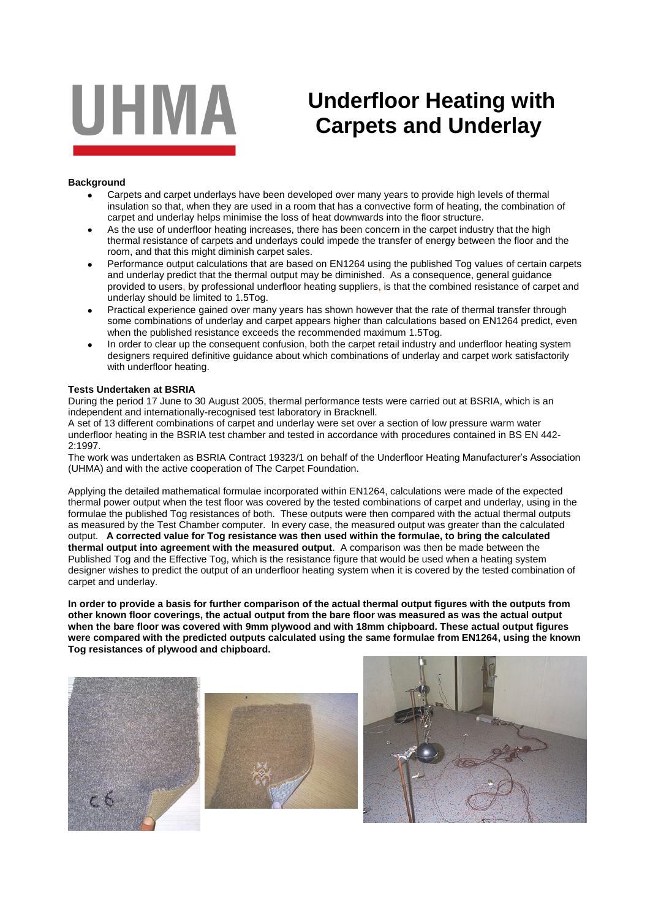# UHMA

# Underfloor Heating with Carpets and Underlay

**Background**

- Carpets and carpet underlays have been developed over many years to provide high levels of thermal insulation so that, when they are used in a room that has a convective form of heating, the combination of carpet and underlay helps minimise the loss of heat downwards into the floor structure.
- As the use of underfloor heating increases, there has been concern in the carpet industry that the high thermal resistance of carpets and underlays could impede the transfer of energy between the floor and the room, and that this might diminish carpet sales.
- Performance output calculations that are based on EN1264 using the published Tog values of certain carpets and underlay predict that the thermal output may be diminished. As a consequence, general guidance provided to users, by professional underfloor heating suppliers, is that the combined resistance of carpet and underlay should be limited to 1.5Tog.
- Practical experience gained over many years has shown however that the rate of thermal transfer through some combinations of underlay and carpet appears higher than calculations based on EN1264 predict, even when the published resistance exceeds the recommended maximum 1.5Tog.
- In order to clear up the consequent confusion, both the carpet retail industry and underfloor heating system designers required definitive guidance about which combinations of underlay and carpet work satisfactorily with underfloor heating.

**Tests Undertaken at BSRIA**

During the period 17 June to 30 August 2005, thermal performance tests were carried out at BSRIA, which is an independent and internationally-recognised test laboratory in Bracknell.
A set of 13 different combinations of carpet and underlay were set over a section of low pressure warm water underfloor heating in the BSRIA test chamber and tested in accordance with procedures contained in BS EN 442-2:1997.
The work was undertaken as BSRIA Contract 19323/1 on behalf of the Underfloor Heating Manufacturer's Association (UHMA) and with the active cooperation of The Carpet Foundation.

Applying the detailed mathematical formulae incorporated within EN1264, calculations were made of the expected thermal power output when the test floor was covered by the tested combinations of carpet and underlay, using in the formulae the published Tog resistances of both. These outputs were then compared with the actual thermal outputs as measured by the Test Chamber computer. In every case, the measured output was greater than the calculated output. **A corrected value for Tog resistance was then used within the formulae, to bring the calculated thermal output into agreement with the measured output**. A comparison was then be made between the Published Tog and the Effective Tog, which is the resistance figure that would be used when a heating system designer wishes to predict the output of an underfloor heating system when it is covered by the tested combination of carpet and underlay.

**In order to provide a basis for further comparison of the actual thermal output figures with the outputs from other known floor coverings, the actual output from the bare floor was measured as was the actual output when the bare floor was covered with 9mm plywood and with 18mm chipboard. These actual output figures were compared with the predicted outputs calculated using the same formulae from EN1264, using the known Tog resistances of plywood and chipboard.**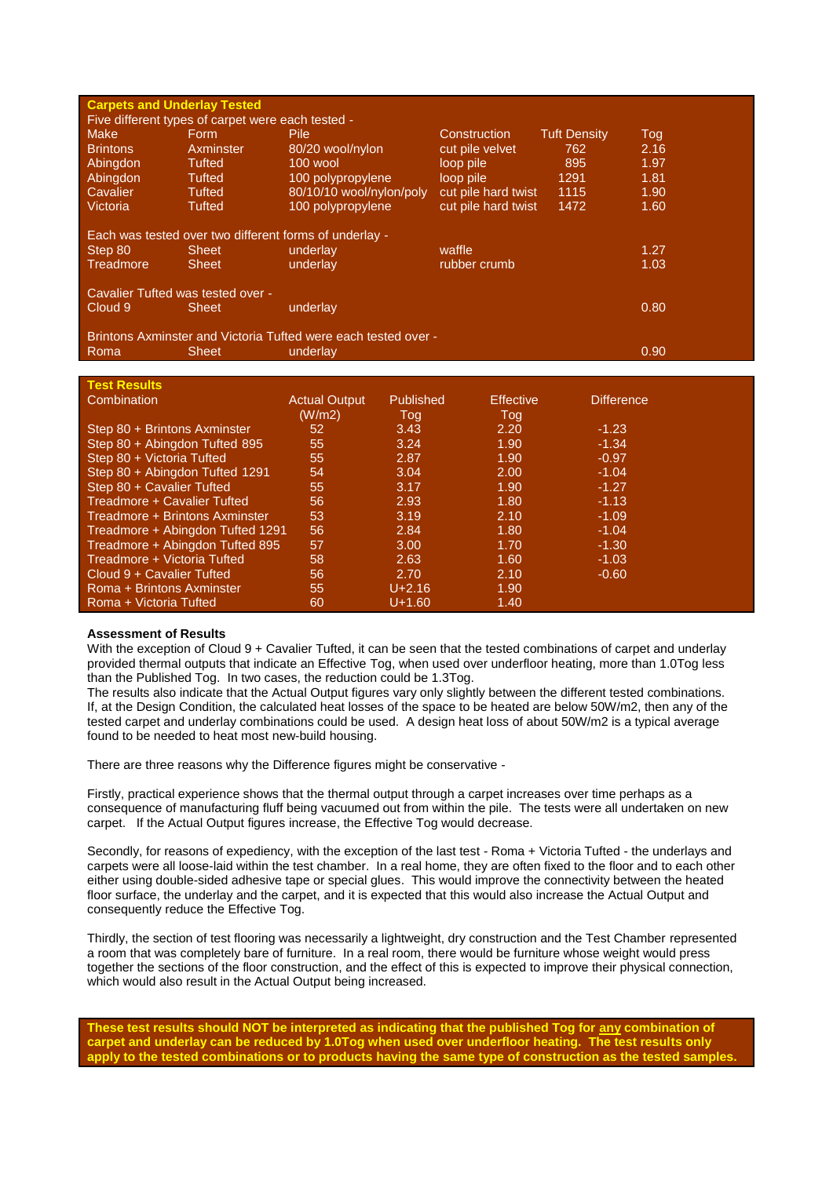## Carpets and Underlay Tested

Five different types of carpet were each tested -

| Make | Form | Pile | Construction | Tuft Density | Tog |
|---|---|---|---|---|---|
| Brintons | Axminster | 80/20 wool/nylon | cut pile velvet | 762 | 2.16 |
| Abingdon | Tufted | 100 wool | loop pile | 895 | 1.97 |
| Abingdon | Tufted | 100 polypropylene | loop pile | 1291 | 1.81 |
| Cavalier | Tufted | 80/10/10 wool/nylon/poly | cut pile hard twist | 1115 | 1.90 |
| Victoria | Tufted | 100 polypropylene | cut pile hard twist | 1472 | 1.60 |

Each was tested over two different forms of underlay -

| | | | | | |
|---|---|---|---|---|---|
| Step 80 | Sheet | underlay | waffle | | 1.27 |
| Treadmore | Sheet | underlay | rubber crumb | | 1.03 |

Cavalier Tufted was tested over -

| | | | | | |
|---|---|---|---|---|---|
| Cloud 9 | Sheet | underlay | | | 0.80 |

Brintons Axminster and Victoria Tufted were each tested over -

| | | | | | |
|---|---|---|---|---|---|
| Roma | Sheet | underlay | | | 0.90 |

## Test Results

| Combination | Actual Output (W/m2) | Published Tog | Effective Tog | Difference |
|---|---|---|---|---|
| Step 80 + Brintons Axminster | 52 | 3.43 | 2.20 | -1.23 |
| Step 80 + Abingdon Tufted 895 | 55 | 3.24 | 1.90 | -1.34 |
| Step 80 + Victoria Tufted | 55 | 2.87 | 1.90 | -0.97 |
| Step 80 + Abingdon Tufted 1291 | 54 | 3.04 | 2.00 | -1.04 |
| Step 80 + Cavalier Tufted | 55 | 3.17 | 1.90 | -1.27 |
| Treadmore + Cavalier Tufted | 56 | 2.93 | 1.80 | -1.13 |
| Treadmore + Brintons Axminster | 53 | 3.19 | 2.10 | -1.09 |
| Treadmore + Abingdon Tufted 1291 | 56 | 2.84 | 1.80 | -1.04 |
| Treadmore + Abingdon Tufted 895 | 57 | 3.00 | 1.70 | -1.30 |
| Treadmore + Victoria Tufted | 58 | 2.63 | 1.60 | -1.03 |
| Cloud 9 + Cavalier Tufted | 56 | 2.70 | 2.10 | -0.60 |
| Roma + Brintons Axminster | 55 | U+2.16 | 1.90 | |
| Roma + Victoria Tufted | 60 | U+1.60 | 1.40 | |

**Assessment of Results**

With the exception of Cloud 9 + Cavalier Tufted, it can be seen that the tested combinations of carpet and underlay provided thermal outputs that indicate an Effective Tog, when used over underfloor heating, more than 1.0Tog less than the Published Tog. In two cases, the reduction could be 1.3Tog.

The results also indicate that the Actual Output figures vary only slightly between the different tested combinations. If, at the Design Condition, the calculated heat losses of the space to be heated are below 50W/m2, then any of the tested carpet and underlay combinations could be used. A design heat loss of about 50W/m2 is a typical average found to be needed to heat most new-build housing.

There are three reasons why the Difference figures might be conservative -

Firstly, practical experience shows that the thermal output through a carpet increases over time perhaps as a consequence of manufacturing fluff being vacuumed out from within the pile. The tests were all undertaken on new carpet. If the Actual Output figures increase, the Effective Tog would decrease.

Secondly, for reasons of expediency, with the exception of the last test - Roma + Victoria Tufted - the underlays and carpets were all loose-laid within the test chamber. In a real home, they are often fixed to the floor and to each other either using double-sided adhesive tape or special glues. This would improve the connectivity between the heated floor surface, the underlay and the carpet, and it is expected that this would also increase the Actual Output and consequently reduce the Effective Tog.

Thirdly, the section of test flooring was necessarily a lightweight, dry construction and the Test Chamber represented a room that was completely bare of furniture. In a real room, there would be furniture whose weight would press together the sections of the floor construction, and the effect of this is expected to improve their physical connection, which would also result in the Actual Output being increased.

**These test results should NOT be interpreted as indicating that the published Tog for any combination of carpet and underlay can be reduced by 1.0Tog when used over underfloor heating. The test results only apply to the tested combinations or to products having the same type of construction as the tested samples.**